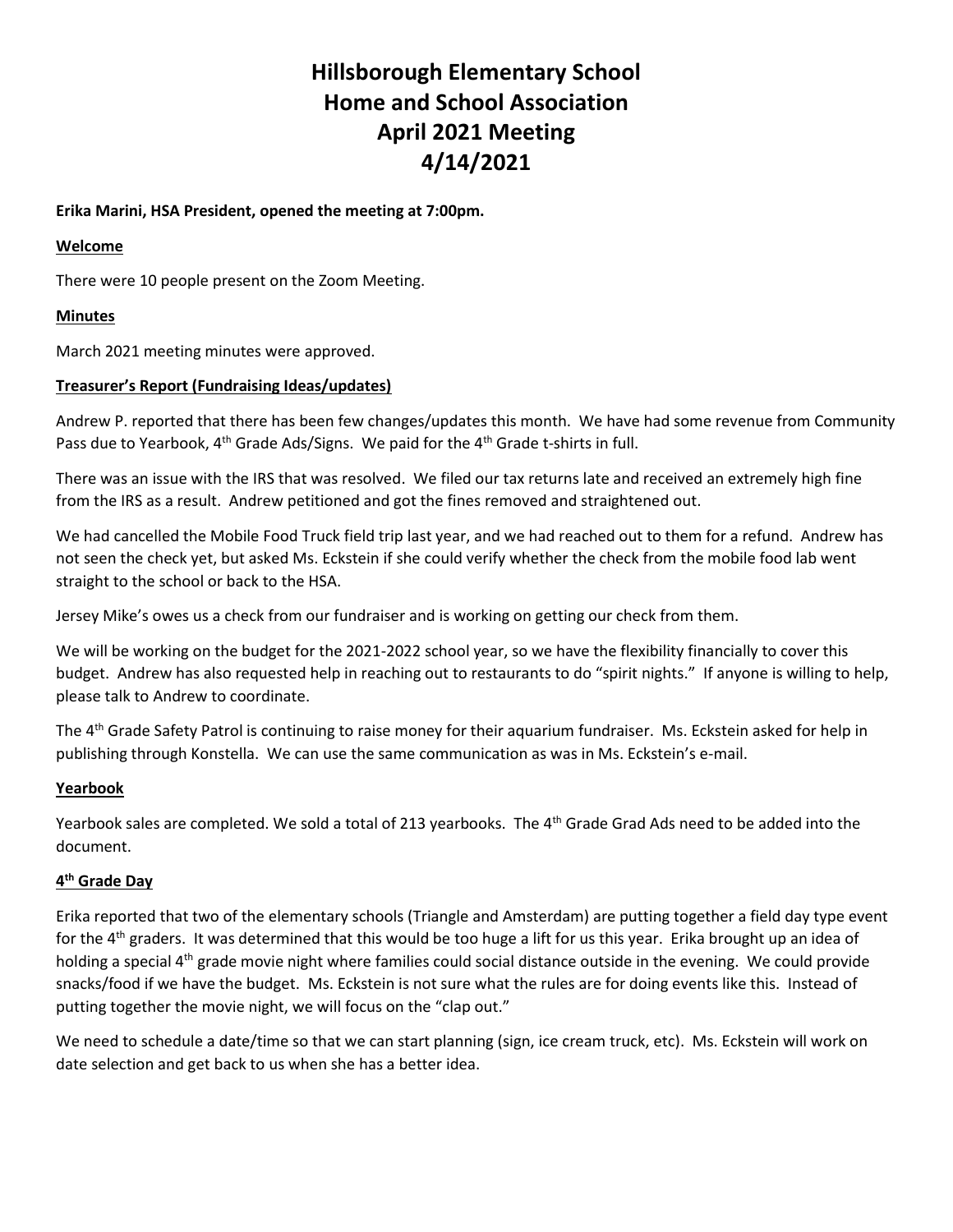# Hillsborough Elementary School
# Home and School Association
# April 2021 Meeting
# 4/14/2021

**Erika Marini, HSA President, opened the meeting at 7:00pm.**

**Welcome**

There were 10 people present on the Zoom Meeting.

**Minutes**

March 2021 meeting minutes were approved.

**Treasurer's Report (Fundraising Ideas/updates)**

Andrew P. reported that there has been few changes/updates this month. We have had some revenue from Community Pass due to Yearbook, 4th Grade Ads/Signs. We paid for the 4th Grade t-shirts in full.

There was an issue with the IRS that was resolved. We filed our tax returns late and received an extremely high fine from the IRS as a result. Andrew petitioned and got the fines removed and straightened out.

We had cancelled the Mobile Food Truck field trip last year, and we had reached out to them for a refund. Andrew has not seen the check yet, but asked Ms. Eckstein if she could verify whether the check from the mobile food lab went straight to the school or back to the HSA.

Jersey Mike's owes us a check from our fundraiser and is working on getting our check from them.

We will be working on the budget for the 2021-2022 school year, so we have the flexibility financially to cover this budget. Andrew has also requested help in reaching out to restaurants to do "spirit nights." If anyone is willing to help, please talk to Andrew to coordinate.

The 4th Grade Safety Patrol is continuing to raise money for their aquarium fundraiser. Ms. Eckstein asked for help in publishing through Konstella. We can use the same communication as was in Ms. Eckstein's e-mail.

**Yearbook**

Yearbook sales are completed. We sold a total of 213 yearbooks. The 4th Grade Grad Ads need to be added into the document.

**4th Grade Day**

Erika reported that two of the elementary schools (Triangle and Amsterdam) are putting together a field day type event for the 4th graders. It was determined that this would be too huge a lift for us this year. Erika brought up an idea of holding a special 4th grade movie night where families could social distance outside in the evening. We could provide snacks/food if we have the budget. Ms. Eckstein is not sure what the rules are for doing events like this. Instead of putting together the movie night, we will focus on the "clap out."

We need to schedule a date/time so that we can start planning (sign, ice cream truck, etc). Ms. Eckstein will work on date selection and get back to us when she has a better idea.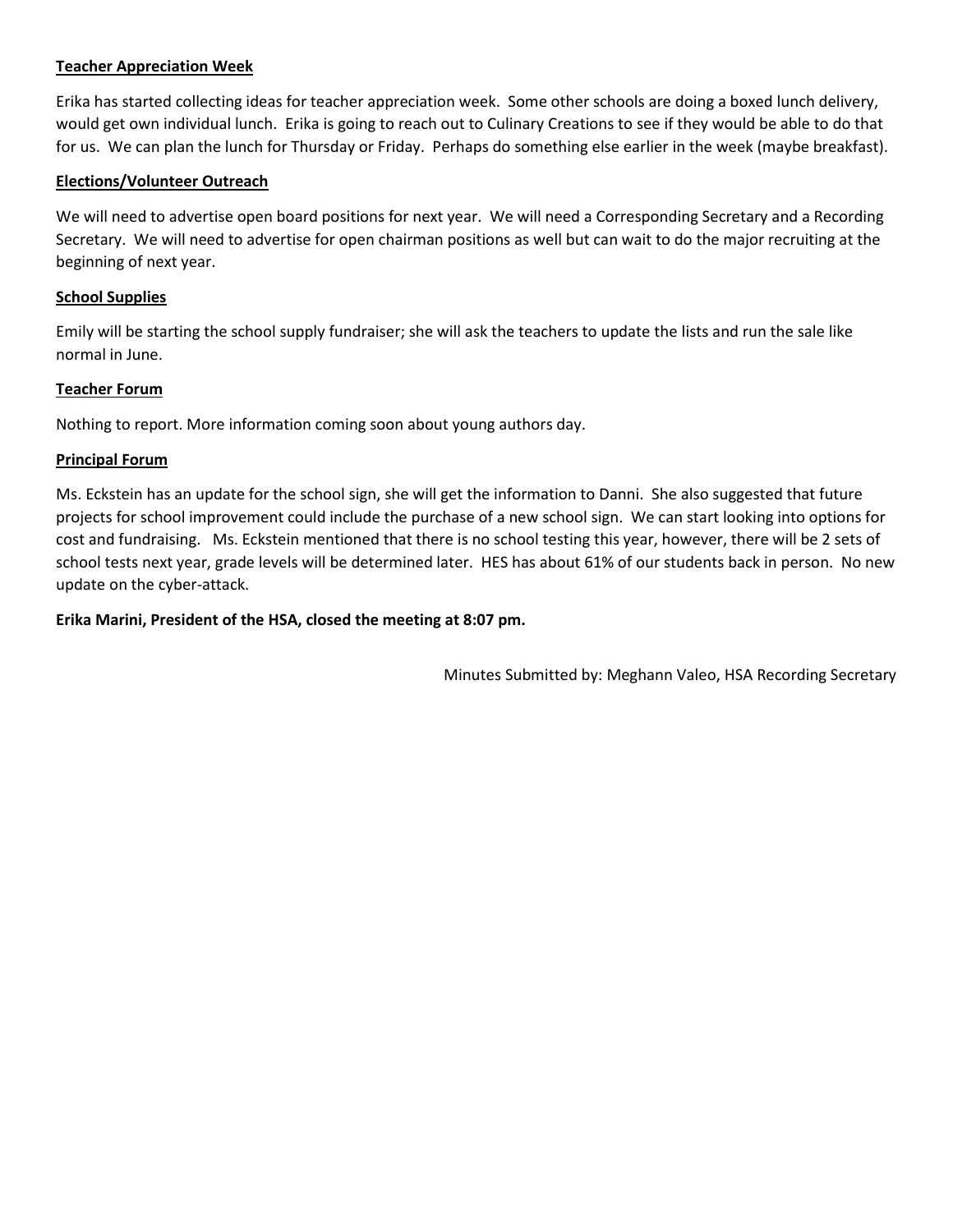**Teacher Appreciation Week**

Erika has started collecting ideas for teacher appreciation week. Some other schools are doing a boxed lunch delivery, would get own individual lunch. Erika is going to reach out to Culinary Creations to see if they would be able to do that for us. We can plan the lunch for Thursday or Friday. Perhaps do something else earlier in the week (maybe breakfast).

**Elections/Volunteer Outreach**

We will need to advertise open board positions for next year. We will need a Corresponding Secretary and a Recording Secretary. We will need to advertise for open chairman positions as well but can wait to do the major recruiting at the beginning of next year.

**School Supplies**

Emily will be starting the school supply fundraiser; she will ask the teachers to update the lists and run the sale like normal in June.

**Teacher Forum**

Nothing to report. More information coming soon about young authors day.

**Principal Forum**

Ms. Eckstein has an update for the school sign, she will get the information to Danni. She also suggested that future projects for school improvement could include the purchase of a new school sign. We can start looking into options for cost and fundraising. Ms. Eckstein mentioned that there is no school testing this year, however, there will be 2 sets of school tests next year, grade levels will be determined later. HES has about 61% of our students back in person. No new update on the cyber-attack.

**Erika Marini, President of the HSA, closed the meeting at 8:07 pm.**

Minutes Submitted by: Meghann Valeo, HSA Recording Secretary